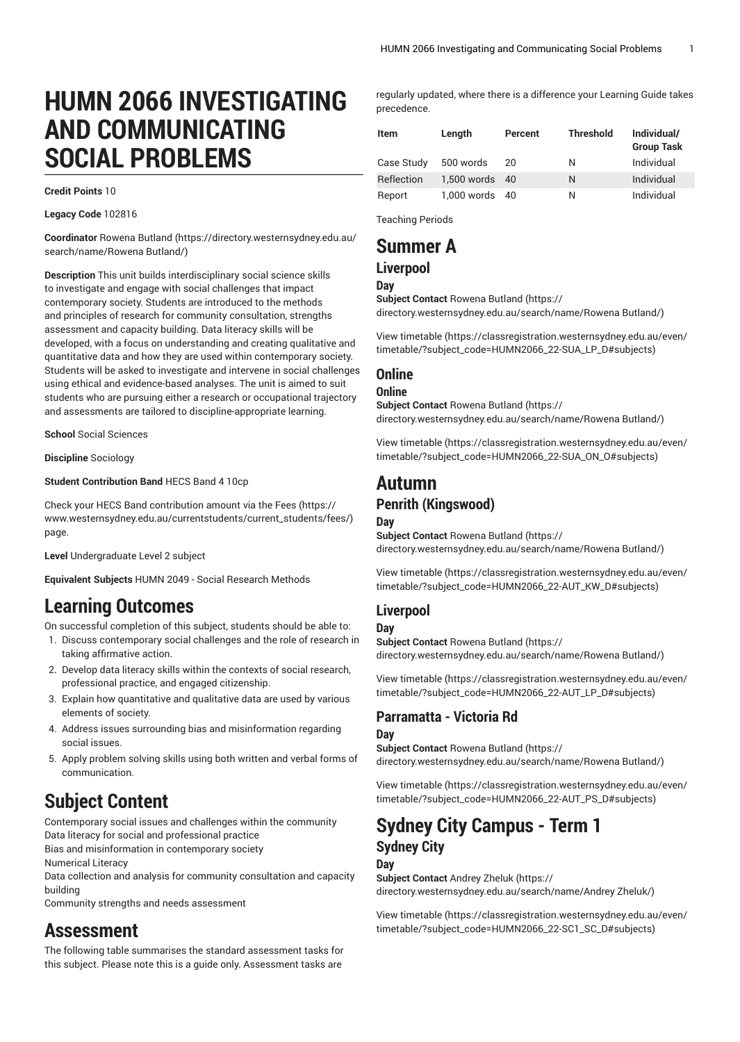# HUMN 2066 INVESTIGATING AND COMMUNICATING SOCIAL PROBLEMS

**Credit Points** 10

**Legacy Code** 102816

**Coordinator** Rowena Butland (https://directory.westernsydney.edu.au/search/name/Rowena Butland/)

**Description** This unit builds interdisciplinary social science skills to investigate and engage with social challenges that impact contemporary society. Students are introduced to the methods and principles of research for community consultation, strengths assessment and capacity building. Data literacy skills will be developed, with a focus on understanding and creating qualitative and quantitative data and how they are used within contemporary society. Students will be asked to investigate and intervene in social challenges using ethical and evidence-based analyses. The unit is aimed to suit students who are pursuing either a research or occupational trajectory and assessments are tailored to discipline-appropriate learning.

**School** Social Sciences

**Discipline** Sociology

**Student Contribution Band** HECS Band 4 10cp

Check your HECS Band contribution amount via the Fees (https://www.westernsydney.edu.au/currentstudents/current_students/fees/) page.

**Level** Undergraduate Level 2 subject

**Equivalent Subjects** HUMN 2049 - Social Research Methods

## Learning Outcomes

On successful completion of this subject, students should be able to:

1. Discuss contemporary social challenges and the role of research in taking affirmative action.
2. Develop data literacy skills within the contexts of social research, professional practice, and engaged citizenship.
3. Explain how quantitative and qualitative data are used by various elements of society.
4. Address issues surrounding bias and misinformation regarding social issues.
5. Apply problem solving skills using both written and verbal forms of communication.

## Subject Content

Contemporary social issues and challenges within the community
Data literacy for social and professional practice
Bias and misinformation in contemporary society
Numerical Literacy
Data collection and analysis for community consultation and capacity building
Community strengths and needs assessment

## Assessment

The following table summarises the standard assessment tasks for this subject. Please note this is a guide only. Assessment tasks are regularly updated, where there is a difference your Learning Guide takes precedence.

| Item | Length | Percent | Threshold | Individual/ Group Task |
|---|---|---|---|---|
| Case Study | 500 words | 20 | N | Individual |
| Reflection | 1,500 words | 40 | N | Individual |
| Report | 1,000 words | 40 | N | Individual |

Teaching Periods

## Summer A

### Liverpool

#### Day

**Subject Contact** Rowena Butland (https://directory.westernsydney.edu.au/search/name/Rowena Butland/)

View timetable (https://classregistration.westernsydney.edu.au/even/timetable/?subject_code=HUMN2066_22-SUA_LP_D#subjects)

### Online

#### Online

**Subject Contact** Rowena Butland (https://directory.westernsydney.edu.au/search/name/Rowena Butland/)

View timetable (https://classregistration.westernsydney.edu.au/even/timetable/?subject_code=HUMN2066_22-SUA_ON_O#subjects)

## Autumn

### Penrith (Kingswood)

#### Day

**Subject Contact** Rowena Butland (https://directory.westernsydney.edu.au/search/name/Rowena Butland/)

View timetable (https://classregistration.westernsydney.edu.au/even/timetable/?subject_code=HUMN2066_22-AUT_KW_D#subjects)

### Liverpool

#### Day

**Subject Contact** Rowena Butland (https://directory.westernsydney.edu.au/search/name/Rowena Butland/)

View timetable (https://classregistration.westernsydney.edu.au/even/timetable/?subject_code=HUMN2066_22-AUT_LP_D#subjects)

### Parramatta - Victoria Rd

#### Day

**Subject Contact** Rowena Butland (https://directory.westernsydney.edu.au/search/name/Rowena Butland/)

View timetable (https://classregistration.westernsydney.edu.au/even/timetable/?subject_code=HUMN2066_22-AUT_PS_D#subjects)

## Sydney City Campus - Term 1

### Sydney City

#### Day

**Subject Contact** Andrey Zheluk (https://directory.westernsydney.edu.au/search/name/Andrey Zheluk/)

View timetable (https://classregistration.westernsydney.edu.au/even/timetable/?subject_code=HUMN2066_22-SC1_SC_D#subjects)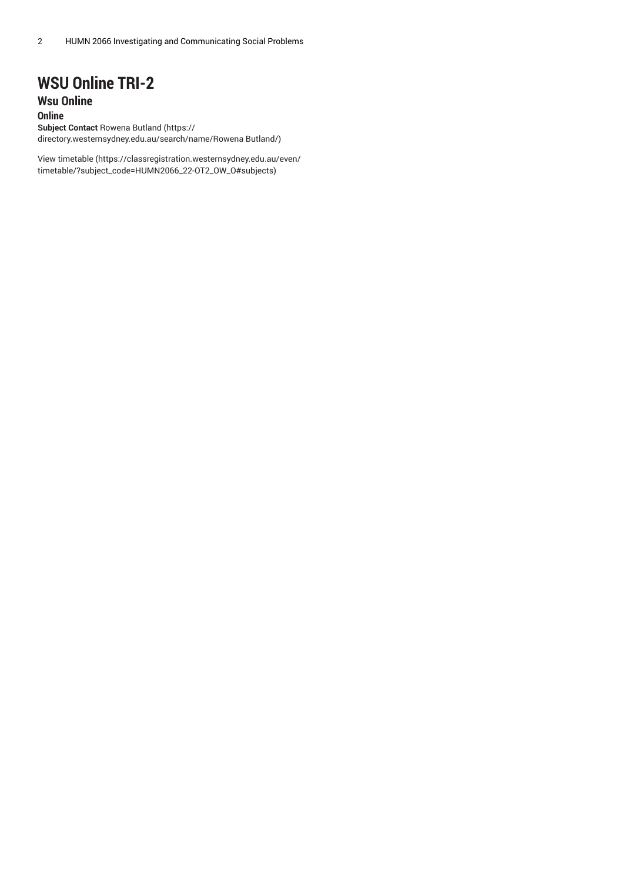# WSU Online TRI-2

## Wsu Online

### Online

**Subject Contact** Rowena Butland (https://directory.westernsydney.edu.au/search/name/Rowena Butland/)

View timetable (https://classregistration.westernsydney.edu.au/even/timetable/?subject_code=HUMN2066_22-OT2_OW_O#subjects)